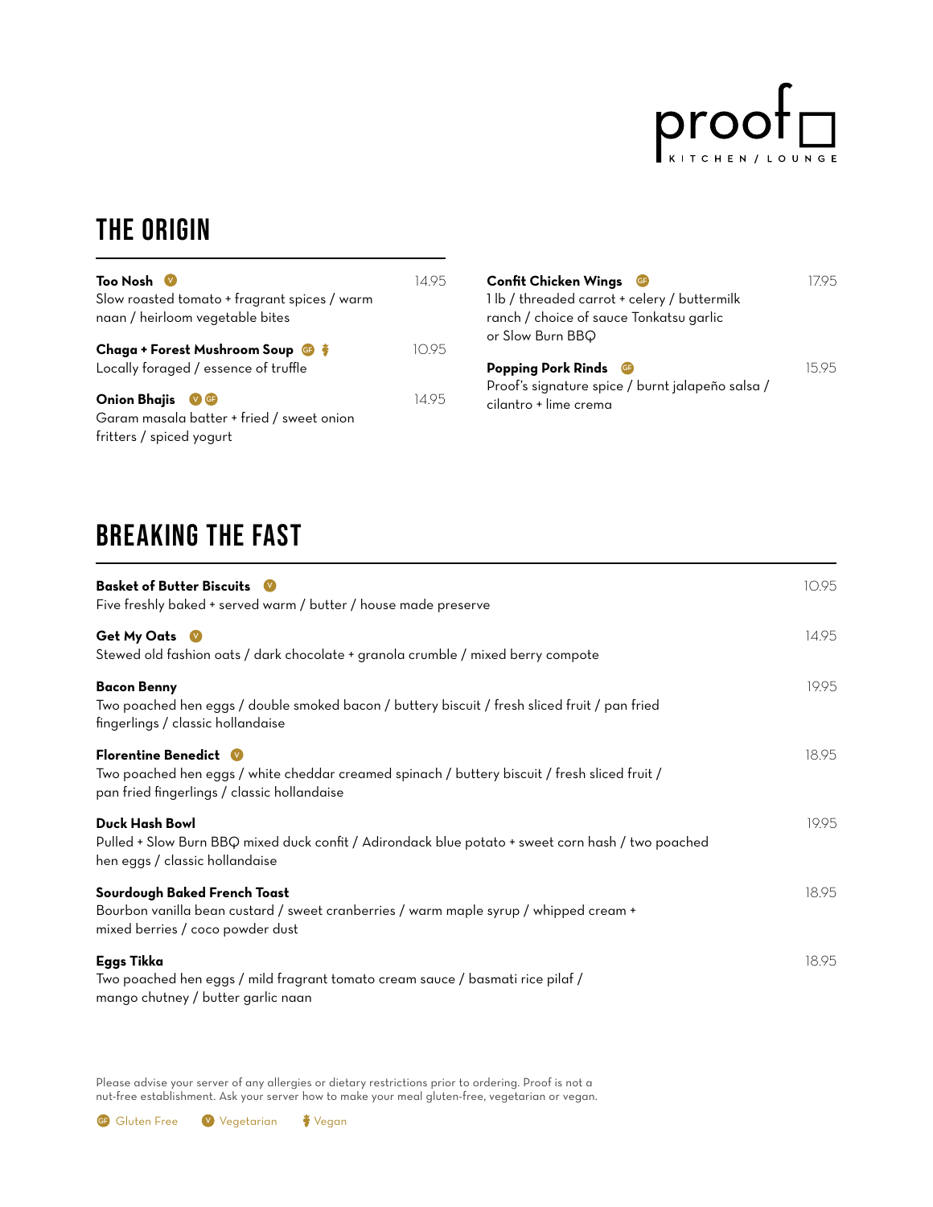# proof

KITCHEN / LOUNGE

## THE ORIGIN

**Too Nosh** (V) — 14.95
Slow roasted tomato + fragrant spices / warm naan / heirloom vegetable bites

**Chaga + Forest Mushroom Soup** (GF) (Vegan) — 10.95
Locally foraged / essence of truffle

**Onion Bhajis** (V) (GF) — 14.95
Garam masala batter + fried / sweet onion fritters / spiced yogurt

**Confit Chicken Wings** (GF) — 17.95
1 lb / threaded carrot + celery / buttermilk ranch / choice of sauce Tonkatsu garlic or Slow Burn BBQ

**Popping Pork Rinds** (GF) — 15.95
Proof's signature spice / burnt jalapeño salsa / cilantro + lime crema

## BREAKING THE FAST

**Basket of Butter Biscuits** (V) — 10.95
Five freshly baked + served warm / butter / house made preserve

**Get My Oats** (V) — 14.95
Stewed old fashion oats / dark chocolate + granola crumble / mixed berry compote

**Bacon Benny** — 19.95
Two poached hen eggs / double smoked bacon / buttery biscuit / fresh sliced fruit / pan fried fingerlings / classic hollandaise

**Florentine Benedict** (V) — 18.95
Two poached hen eggs / white cheddar creamed spinach / buttery biscuit / fresh sliced fruit / pan fried fingerlings / classic hollandaise

**Duck Hash Bowl** — 19.95
Pulled + Slow Burn BBQ mixed duck confit / Adirondack blue potato + sweet corn hash / two poached hen eggs / classic hollandaise

**Sourdough Baked French Toast** — 18.95
Bourbon vanilla bean custard / sweet cranberries / warm maple syrup / whipped cream + mixed berries / coco powder dust

**Eggs Tikka** — 18.95
Two poached hen eggs / mild fragrant tomato cream sauce / basmati rice pilaf / mango chutney / butter garlic naan

Please advise your server of any allergies or dietary restrictions prior to ordering. Proof is not a nut-free establishment. Ask your server how to make your meal gluten-free, vegetarian or vegan.

(GF) Gluten Free (V) Vegetarian (Vegan) Vegan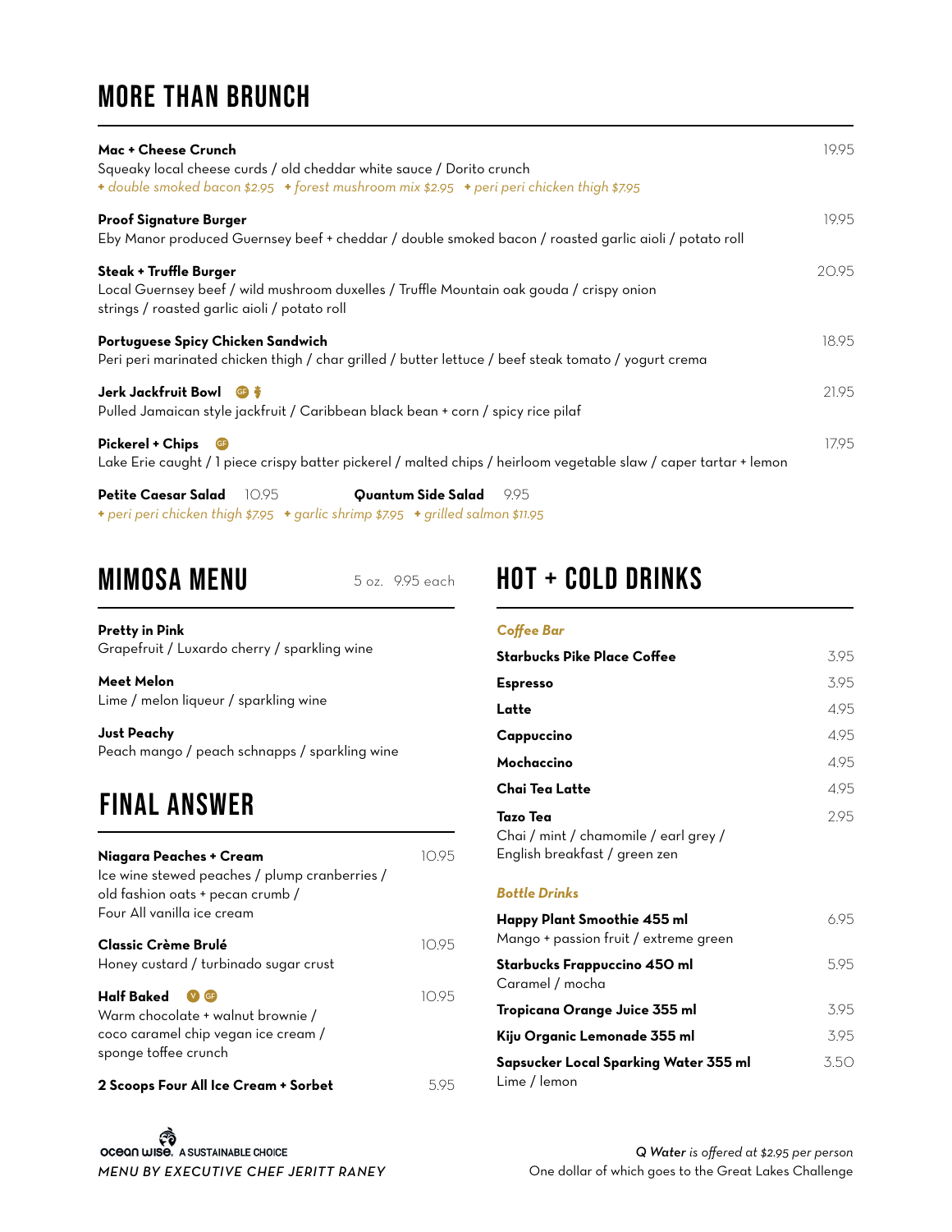# MORE THAN BRUNCH

**Mac + Cheese Crunch** 19.95
Squeaky local cheese curds / old cheddar white sauce / Dorito crunch
*+ double smoked bacon $2.95 + forest mushroom mix $2.95 + peri peri chicken thigh $7.95*

**Proof Signature Burger** 19.95
Eby Manor produced Guernsey beef + cheddar / double smoked bacon / roasted garlic aioli / potato roll

**Steak + Truffle Burger** 20.95
Local Guernsey beef / wild mushroom duxelles / Truffle Mountain oak gouda / crispy onion strings / roasted garlic aioli / potato roll

**Portuguese Spicy Chicken Sandwich** 18.95
Peri peri marinated chicken thigh / char grilled / butter lettuce / beef steak tomato / yogurt crema

**Jerk Jackfruit Bowl** GF 21.95
Pulled Jamaican style jackfruit / Caribbean black bean + corn / spicy rice pilaf

**Pickerel + Chips** GF 17.95
Lake Erie caught / 1 piece crispy batter pickerel / malted chips / heirloom vegetable slaw / caper tartar + lemon

**Petite Caesar Salad** 10.95 **Quantum Side Salad** 9.95
*+ peri peri chicken thigh $7.95 + garlic shrimp $7.95 + grilled salmon $11.95*

# MIMOSA MENU

5 oz. 9.95 each

**Pretty in Pink**
Grapefruit / Luxardo cherry / sparkling wine

**Meet Melon**
Lime / melon liqueur / sparkling wine

**Just Peachy**
Peach mango / peach schnapps / sparkling wine

# FINAL ANSWER

**Niagara Peaches + Cream** 10.95
Ice wine stewed peaches / plump cranberries / old fashion oats + pecan crumb / Four All vanilla ice cream

**Classic Crème Brulé** 10.95
Honey custard / turbinado sugar crust

**Half Baked** V GF 10.95
Warm chocolate + walnut brownie / coco caramel chip vegan ice cream / sponge toffee crunch

**2 Scoops Four All Ice Cream + Sorbet** 5.95

# HOT + COLD DRINKS

***Coffee Bar***

**Starbucks Pike Place Coffee** 3.95

**Espresso** 3.95

**Latte** 4.95

**Cappuccino** 4.95

**Mochaccino** 4.95

**Chai Tea Latte** 4.95

**Tazo Tea** 2.95
Chai / mint / chamomile / earl grey / English breakfast / green zen

***Bottle Drinks***

**Happy Plant Smoothie 455 ml** 6.95
Mango + passion fruit / extreme green

**Starbucks Frappuccino 450 ml** 5.95
Caramel / mocha

**Tropicana Orange Juice 355 ml** 3.95

**Kiju Organic Lemonade 355 ml** 3.95

**Sapsucker Local Sparking Water 355 ml** 3.50
Lime / lemon

ocean wise. A SUSTAINABLE CHOICE

*MENU BY EXECUTIVE CHEF JERITT RANEY*

*Q Water is offered at $2.95 per person*
One dollar of which goes to the Great Lakes Challenge